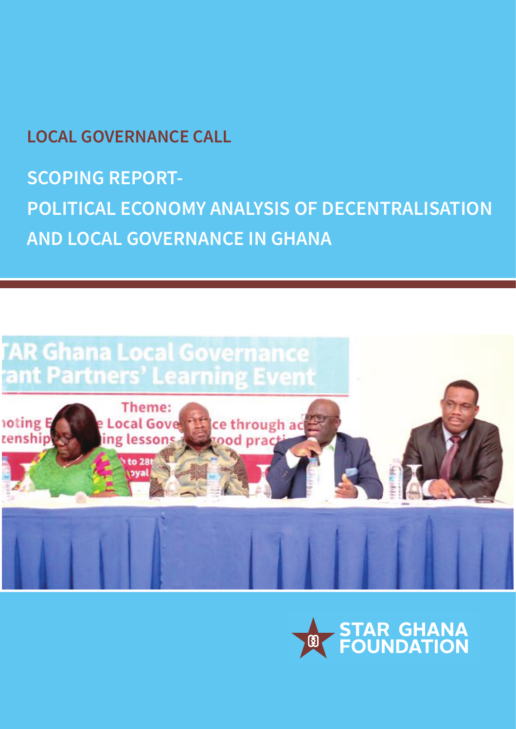# LOCAL GOVERNANCE CALL

## SCOPING REPORT-

## POLITICAL ECONOMY ANALYSIS OF DECENTRALISATION AND LOCAL GOVERNANCE IN GHANA

STAR GHANA FOUNDATION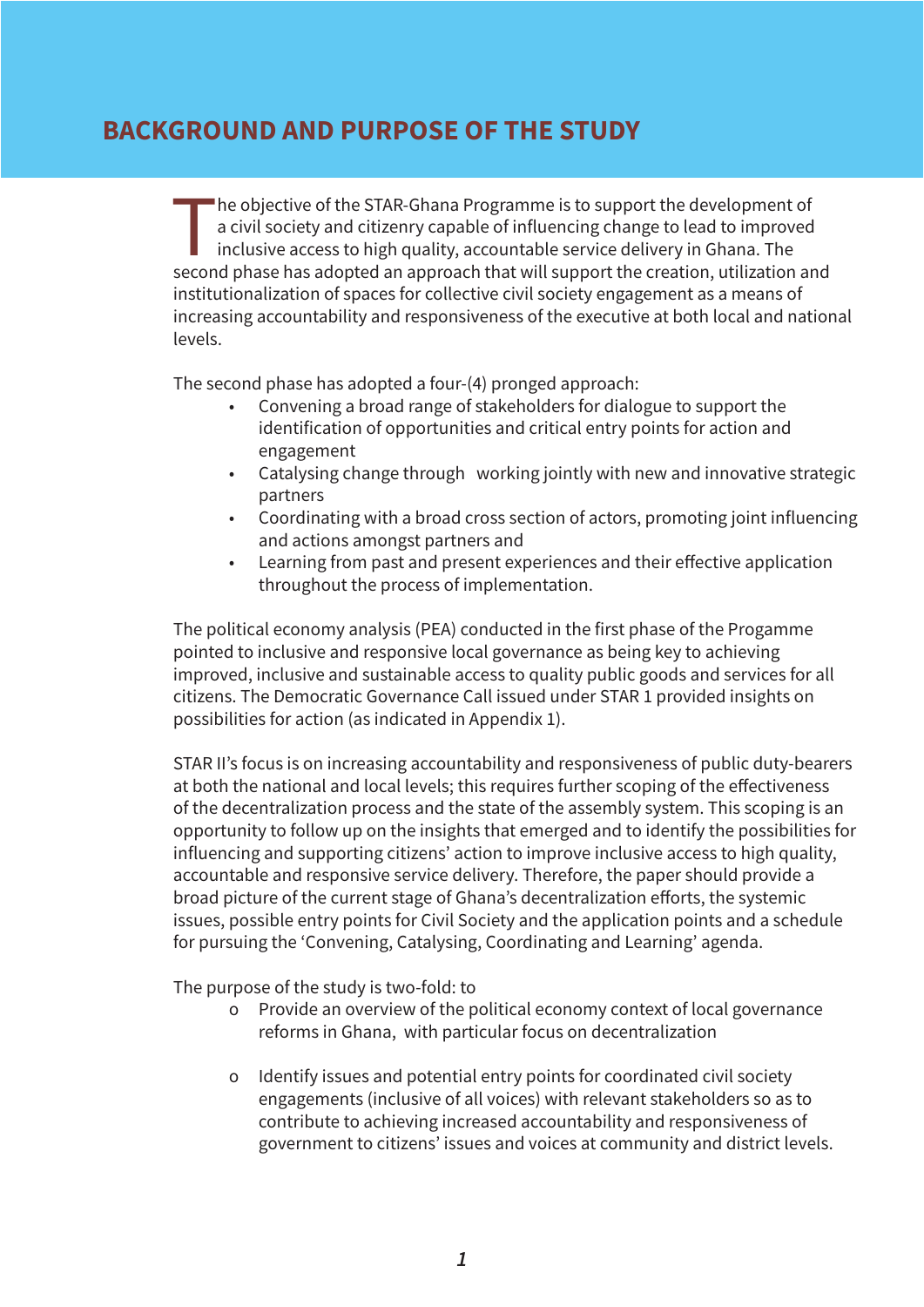# BACKGROUND AND PURPOSE OF THE STUDY

The objective of the STAR-Ghana Programme is to support the development of a civil society and citizenry capable of influencing change to lead to improved inclusive access to high quality, accountable service delivery in Ghana. The second phase has adopted an approach that will support the creation, utilization and institutionalization of spaces for collective civil society engagement as a means of increasing accountability and responsiveness of the executive at both local and national levels.

The second phase has adopted a four-(4) pronged approach:

- Convening a broad range of stakeholders for dialogue to support the identification of opportunities and critical entry points for action and engagement
- Catalysing change through working jointly with new and innovative strategic partners
- Coordinating with a broad cross section of actors, promoting joint influencing and actions amongst partners and
- Learning from past and present experiences and their effective application throughout the process of implementation.

The political economy analysis (PEA) conducted in the first phase of the Progamme pointed to inclusive and responsive local governance as being key to achieving improved, inclusive and sustainable access to quality public goods and services for all citizens. The Democratic Governance Call issued under STAR 1 provided insights on possibilities for action (as indicated in Appendix 1).

STAR II's focus is on increasing accountability and responsiveness of public duty-bearers at both the national and local levels; this requires further scoping of the effectiveness of the decentralization process and the state of the assembly system. This scoping is an opportunity to follow up on the insights that emerged and to identify the possibilities for influencing and supporting citizens' action to improve inclusive access to high quality, accountable and responsive service delivery. Therefore, the paper should provide a broad picture of the current stage of Ghana's decentralization efforts, the systemic issues, possible entry points for Civil Society and the application points and a schedule for pursuing the 'Convening, Catalysing, Coordinating and Learning' agenda.

The purpose of the study is two-fold: to

- Provide an overview of the political economy context of local governance reforms in Ghana, with particular focus on decentralization

- Identify issues and potential entry points for coordinated civil society engagements (inclusive of all voices) with relevant stakeholders so as to contribute to achieving increased accountability and responsiveness of government to citizens' issues and voices at community and district levels.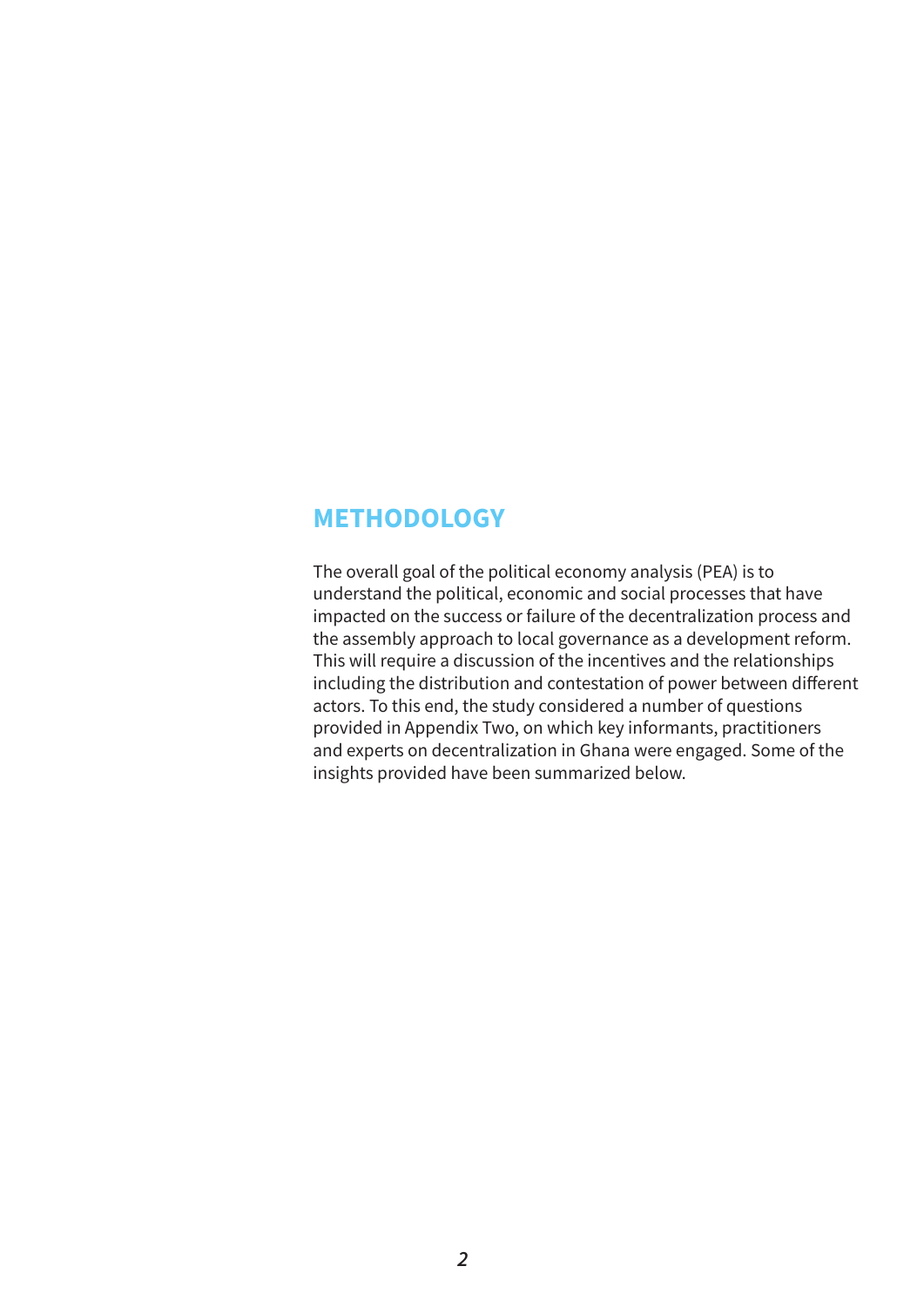## METHODOLOGY

The overall goal of the political economy analysis (PEA) is to understand the political, economic and social processes that have impacted on the success or failure of the decentralization process and the assembly approach to local governance as a development reform. This will require a discussion of the incentives and the relationships including the distribution and contestation of power between different actors. To this end, the study considered a number of questions provided in Appendix Two, on which key informants, practitioners and experts on decentralization in Ghana were engaged. Some of the insights provided have been summarized below.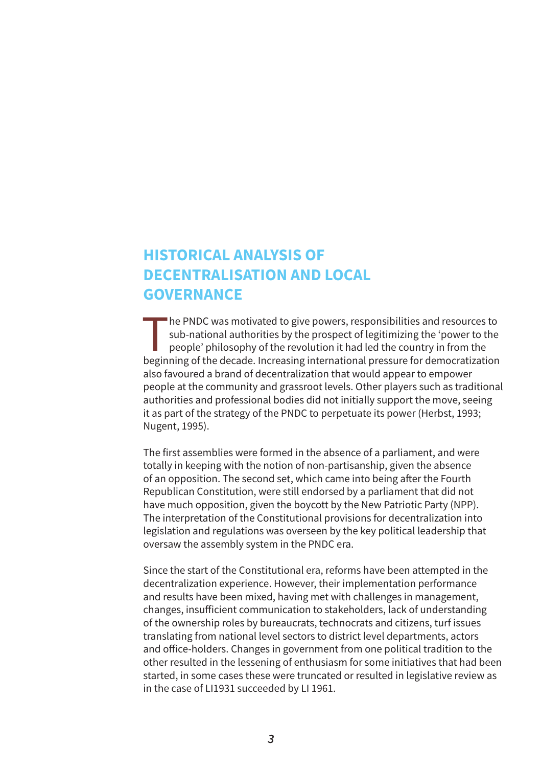# HISTORICAL ANALYSIS OF DECENTRALISATION AND LOCAL GOVERNANCE

The PNDC was motivated to give powers, responsibilities and resources to sub-national authorities by the prospect of legitimizing the 'power to the people' philosophy of the revolution it had led the country in from the beginning of the decade. Increasing international pressure for democratization also favoured a brand of decentralization that would appear to empower people at the community and grassroot levels. Other players such as traditional authorities and professional bodies did not initially support the move, seeing it as part of the strategy of the PNDC to perpetuate its power (Herbst, 1993; Nugent, 1995).

The first assemblies were formed in the absence of a parliament, and were totally in keeping with the notion of non-partisanship, given the absence of an opposition. The second set, which came into being after the Fourth Republican Constitution, were still endorsed by a parliament that did not have much opposition, given the boycott by the New Patriotic Party (NPP). The interpretation of the Constitutional provisions for decentralization into legislation and regulations was overseen by the key political leadership that oversaw the assembly system in the PNDC era.

Since the start of the Constitutional era, reforms have been attempted in the decentralization experience. However, their implementation performance and results have been mixed, having met with challenges in management, changes, insufficient communication to stakeholders, lack of understanding of the ownership roles by bureaucrats, technocrats and citizens, turf issues translating from national level sectors to district level departments, actors and office-holders. Changes in government from one political tradition to the other resulted in the lessening of enthusiasm for some initiatives that had been started, in some cases these were truncated or resulted in legislative review as in the case of LI1931 succeeded by LI 1961.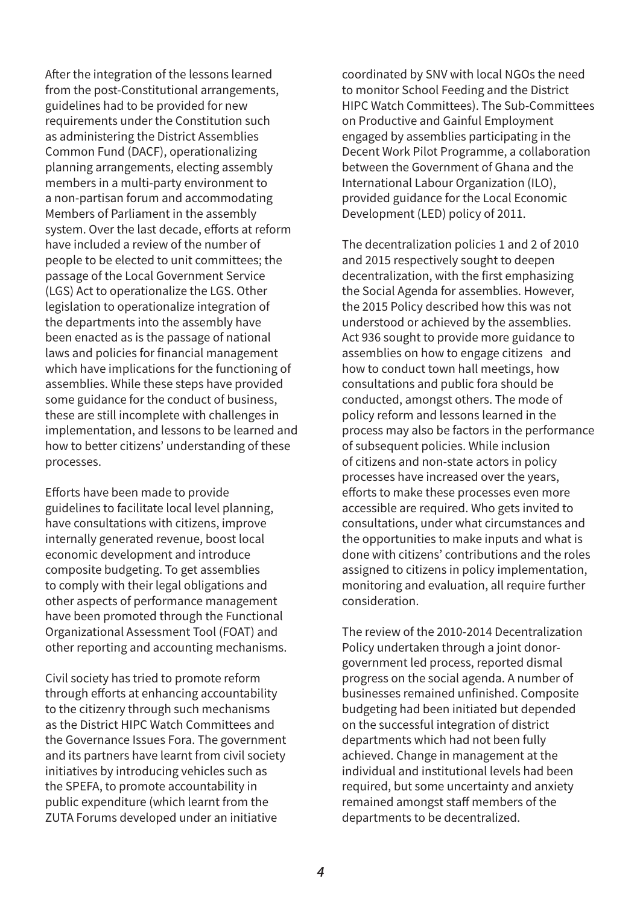After the integration of the lessons learned from the post-Constitutional arrangements, guidelines had to be provided for new requirements under the Constitution such as administering the District Assemblies Common Fund (DACF), operationalizing planning arrangements, electing assembly members in a multi-party environment to a non-partisan forum and accommodating Members of Parliament in the assembly system. Over the last decade, efforts at reform have included a review of the number of people to be elected to unit committees; the passage of the Local Government Service (LGS) Act to operationalize the LGS. Other legislation to operationalize integration of the departments into the assembly have been enacted as is the passage of national laws and policies for financial management which have implications for the functioning of assemblies. While these steps have provided some guidance for the conduct of business, these are still incomplete with challenges in implementation, and lessons to be learned and how to better citizens' understanding of these processes.

Efforts have been made to provide guidelines to facilitate local level planning, have consultations with citizens, improve internally generated revenue, boost local economic development and introduce composite budgeting. To get assemblies to comply with their legal obligations and other aspects of performance management have been promoted through the Functional Organizational Assessment Tool (FOAT) and other reporting and accounting mechanisms.

Civil society has tried to promote reform through efforts at enhancing accountability to the citizenry through such mechanisms as the District HIPC Watch Committees and the Governance Issues Fora. The government and its partners have learnt from civil society initiatives by introducing vehicles such as the SPEFA, to promote accountability in public expenditure (which learnt from the ZUTA Forums developed under an initiative coordinated by SNV with local NGOs the need to monitor School Feeding and the District HIPC Watch Committees). The Sub-Committees on Productive and Gainful Employment engaged by assemblies participating in the Decent Work Pilot Programme, a collaboration between the Government of Ghana and the International Labour Organization (ILO), provided guidance for the Local Economic Development (LED) policy of 2011.

The decentralization policies 1 and 2 of 2010 and 2015 respectively sought to deepen decentralization, with the first emphasizing the Social Agenda for assemblies. However, the 2015 Policy described how this was not understood or achieved by the assemblies. Act 936 sought to provide more guidance to assemblies on how to engage citizens and how to conduct town hall meetings, how consultations and public fora should be conducted, amongst others. The mode of policy reform and lessons learned in the process may also be factors in the performance of subsequent policies. While inclusion of citizens and non-state actors in policy processes have increased over the years, efforts to make these processes even more accessible are required. Who gets invited to consultations, under what circumstances and the opportunities to make inputs and what is done with citizens' contributions and the roles assigned to citizens in policy implementation, monitoring and evaluation, all require further consideration.

The review of the 2010-2014 Decentralization Policy undertaken through a joint donor-government led process, reported dismal progress on the social agenda. A number of businesses remained unfinished. Composite budgeting had been initiated but depended on the successful integration of district departments which had not been fully achieved. Change in management at the individual and institutional levels had been required, but some uncertainty and anxiety remained amongst staff members of the departments to be decentralized.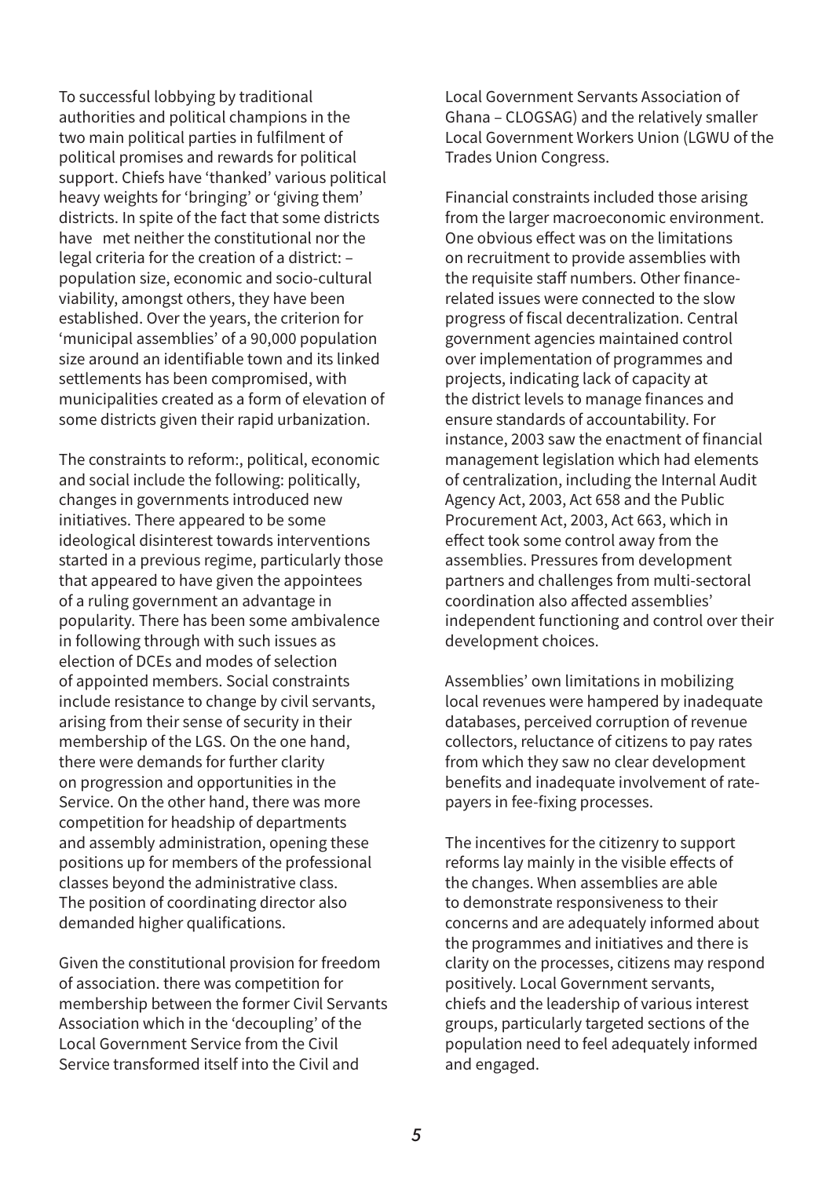To successful lobbying by traditional authorities and political champions in the two main political parties in fulfilment of political promises and rewards for political support. Chiefs have 'thanked' various political heavy weights for 'bringing' or 'giving them' districts. In spite of the fact that some districts have  met neither the constitutional nor the legal criteria for the creation of a district: – population size, economic and socio-cultural viability, amongst others, they have been established. Over the years, the criterion for 'municipal assemblies' of a 90,000 population size around an identifiable town and its linked settlements has been compromised, with municipalities created as a form of elevation of some districts given their rapid urbanization.

The constraints to reform:, political, economic and social include the following: politically, changes in governments introduced new initiatives. There appeared to be some ideological disinterest towards interventions started in a previous regime, particularly those that appeared to have given the appointees of a ruling government an advantage in popularity. There has been some ambivalence in following through with such issues as election of DCEs and modes of selection of appointed members. Social constraints include resistance to change by civil servants, arising from their sense of security in their membership of the LGS. On the one hand, there were demands for further clarity on progression and opportunities in the Service. On the other hand, there was more competition for headship of departments and assembly administration, opening these positions up for members of the professional classes beyond the administrative class. The position of coordinating director also demanded higher qualifications.

Given the constitutional provision for freedom of association. there was competition for membership between the former Civil Servants Association which in the 'decoupling' of the Local Government Service from the Civil Service transformed itself into the Civil and Local Government Servants Association of Ghana – CLOGSAG) and the relatively smaller Local Government Workers Union (LGWU of the Trades Union Congress.

Financial constraints included those arising from the larger macroeconomic environment. One obvious effect was on the limitations on recruitment to provide assemblies with the requisite staff numbers. Other finance-related issues were connected to the slow progress of fiscal decentralization. Central government agencies maintained control over implementation of programmes and projects, indicating lack of capacity at the district levels to manage finances and ensure standards of accountability. For instance, 2003 saw the enactment of financial management legislation which had elements of centralization, including the Internal Audit Agency Act, 2003, Act 658 and the Public Procurement Act, 2003, Act 663, which in effect took some control away from the assemblies. Pressures from development partners and challenges from multi-sectoral coordination also affected assemblies' independent functioning and control over their development choices.

Assemblies' own limitations in mobilizing local revenues were hampered by inadequate databases, perceived corruption of revenue collectors, reluctance of citizens to pay rates from which they saw no clear development benefits and inadequate involvement of rate-payers in fee-fixing processes.

The incentives for the citizenry to support reforms lay mainly in the visible effects of the changes. When assemblies are able to demonstrate responsiveness to their concerns and are adequately informed about the programmes and initiatives and there is clarity on the processes, citizens may respond positively. Local Government servants, chiefs and the leadership of various interest groups, particularly targeted sections of the population need to feel adequately informed and engaged.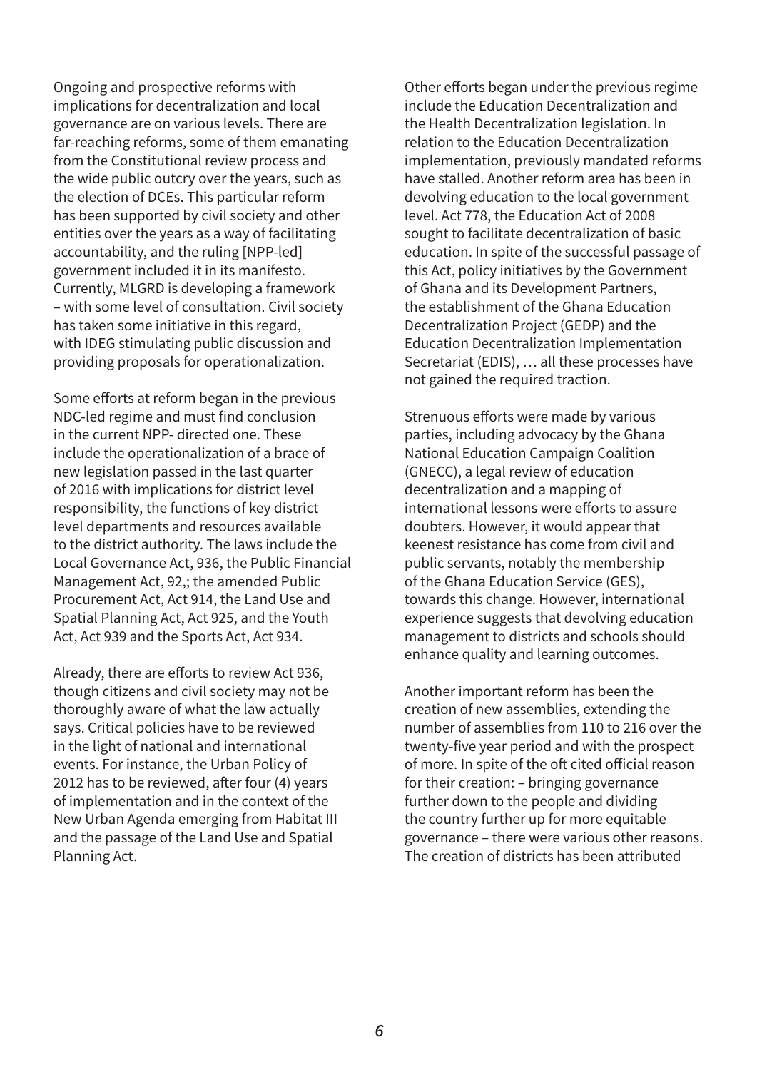Ongoing and prospective reforms with implications for decentralization and local governance are on various levels. There are far-reaching reforms, some of them emanating from the Constitutional review process and the wide public outcry over the years, such as the election of DCEs. This particular reform has been supported by civil society and other entities over the years as a way of facilitating accountability, and the ruling [NPP-led] government included it in its manifesto. Currently, MLGRD is developing a framework – with some level of consultation. Civil society has taken some initiative in this regard, with IDEG stimulating public discussion and providing proposals for operationalization.

Some efforts at reform began in the previous NDC-led regime and must find conclusion in the current NPP- directed one. These include the operationalization of a brace of new legislation passed in the last quarter of 2016 with implications for district level responsibility, the functions of key district level departments and resources available to the district authority. The laws include the Local Governance Act, 936, the Public Financial Management Act, 92,; the amended Public Procurement Act, Act 914, the Land Use and Spatial Planning Act, Act 925, and the Youth Act, Act 939 and the Sports Act, Act 934.

Already, there are efforts to review Act 936, though citizens and civil society may not be thoroughly aware of what the law actually says. Critical policies have to be reviewed in the light of national and international events. For instance, the Urban Policy of 2012 has to be reviewed, after four (4) years of implementation and in the context of the New Urban Agenda emerging from Habitat III and the passage of the Land Use and Spatial Planning Act.

Other efforts began under the previous regime include the Education Decentralization and the Health Decentralization legislation. In relation to the Education Decentralization implementation, previously mandated reforms have stalled. Another reform area has been in devolving education to the local government level. Act 778, the Education Act of 2008 sought to facilitate decentralization of basic education. In spite of the successful passage of this Act, policy initiatives by the Government of Ghana and its Development Partners, the establishment of the Ghana Education Decentralization Project (GEDP) and the Education Decentralization Implementation Secretariat (EDIS), … all these processes have not gained the required traction.

Strenuous efforts were made by various parties, including advocacy by the Ghana National Education Campaign Coalition (GNECC), a legal review of education decentralization and a mapping of international lessons were efforts to assure doubters. However, it would appear that keenest resistance has come from civil and public servants, notably the membership of the Ghana Education Service (GES), towards this change. However, international experience suggests that devolving education management to districts and schools should enhance quality and learning outcomes.

Another important reform has been the creation of new assemblies, extending the number of assemblies from 110 to 216 over the twenty-five year period and with the prospect of more. In spite of the oft cited official reason for their creation: – bringing governance further down to the people and dividing the country further up for more equitable governance – there were various other reasons. The creation of districts has been attributed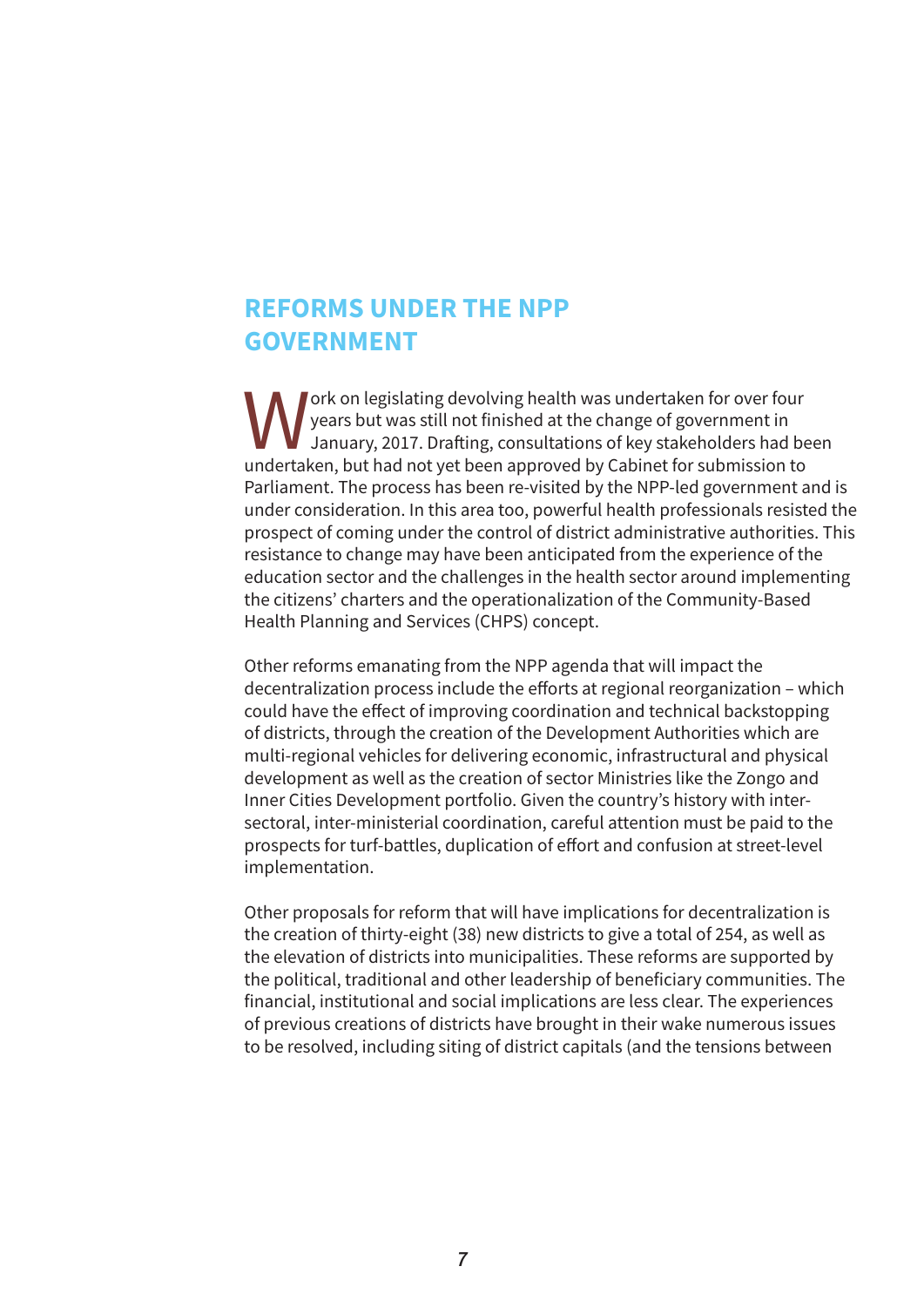## REFORMS UNDER THE NPP GOVERNMENT

Work on legislating devolving health was undertaken for over four years but was still not finished at the change of government in January, 2017. Drafting, consultations of key stakeholders had been undertaken, but had not yet been approved by Cabinet for submission to Parliament. The process has been re-visited by the NPP-led government and is under consideration. In this area too, powerful health professionals resisted the prospect of coming under the control of district administrative authorities. This resistance to change may have been anticipated from the experience of the education sector and the challenges in the health sector around implementing the citizens' charters and the operationalization of the Community-Based Health Planning and Services (CHPS) concept.

Other reforms emanating from the NPP agenda that will impact the decentralization process include the efforts at regional reorganization – which could have the effect of improving coordination and technical backstopping of districts, through the creation of the Development Authorities which are multi-regional vehicles for delivering economic, infrastructural and physical development as well as the creation of sector Ministries like the Zongo and Inner Cities Development portfolio. Given the country's history with inter-sectoral, inter-ministerial coordination, careful attention must be paid to the prospects for turf-battles, duplication of effort and confusion at street-level implementation.

Other proposals for reform that will have implications for decentralization is the creation of thirty-eight (38) new districts to give a total of 254, as well as the elevation of districts into municipalities. These reforms are supported by the political, traditional and other leadership of beneficiary communities. The financial, institutional and social implications are less clear. The experiences of previous creations of districts have brought in their wake numerous issues to be resolved, including siting of district capitals (and the tensions between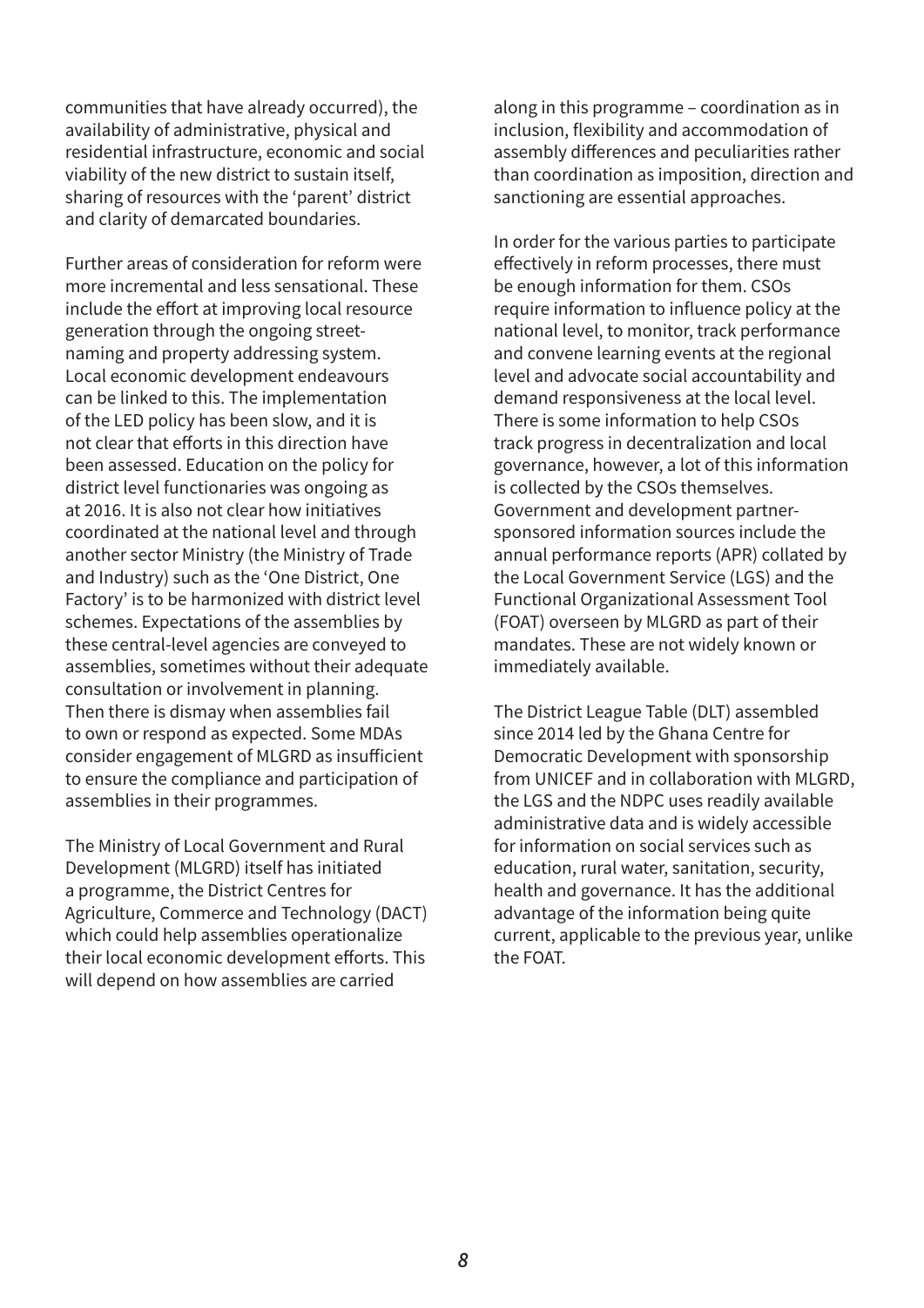communities that have already occurred), the availability of administrative, physical and residential infrastructure, economic and social viability of the new district to sustain itself, sharing of resources with the 'parent' district and clarity of demarcated boundaries.

Further areas of consideration for reform were more incremental and less sensational. These include the effort at improving local resource generation through the ongoing street-naming and property addressing system. Local economic development endeavours can be linked to this. The implementation of the LED policy has been slow, and it is not clear that efforts in this direction have been assessed. Education on the policy for district level functionaries was ongoing as at 2016. It is also not clear how initiatives coordinated at the national level and through another sector Ministry (the Ministry of Trade and Industry) such as the 'One District, One Factory' is to be harmonized with district level schemes. Expectations of the assemblies by these central-level agencies are conveyed to assemblies, sometimes without their adequate consultation or involvement in planning. Then there is dismay when assemblies fail to own or respond as expected. Some MDAs consider engagement of MLGRD as insufficient to ensure the compliance and participation of assemblies in their programmes.

The Ministry of Local Government and Rural Development (MLGRD) itself has initiated a programme, the District Centres for Agriculture, Commerce and Technology (DACT) which could help assemblies operationalize their local economic development efforts. This will depend on how assemblies are carried along in this programme – coordination as in inclusion, flexibility and accommodation of assembly differences and peculiarities rather than coordination as imposition, direction and sanctioning are essential approaches.

In order for the various parties to participate effectively in reform processes, there must be enough information for them. CSOs require information to influence policy at the national level, to monitor, track performance and convene learning events at the regional level and advocate social accountability and demand responsiveness at the local level. There is some information to help CSOs track progress in decentralization and local governance, however, a lot of this information is collected by the CSOs themselves. Government and development partner-sponsored information sources include the annual performance reports (APR) collated by the Local Government Service (LGS) and the Functional Organizational Assessment Tool (FOAT) overseen by MLGRD as part of their mandates. These are not widely known or immediately available.

The District League Table (DLT) assembled since 2014 led by the Ghana Centre for Democratic Development with sponsorship from UNICEF and in collaboration with MLGRD, the LGS and the NDPC uses readily available administrative data and is widely accessible for information on social services such as education, rural water, sanitation, security, health and governance. It has the additional advantage of the information being quite current, applicable to the previous year, unlike the FOAT.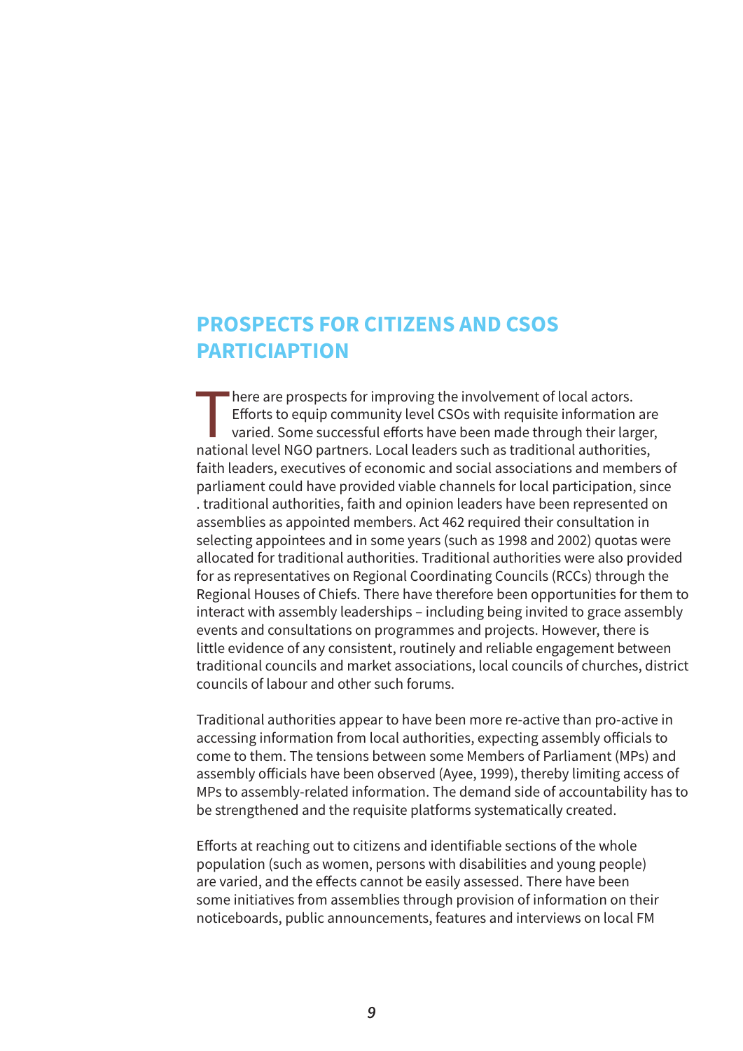## PROSPECTS FOR CITIZENS AND CSOS PARTICIAPTION

There are prospects for improving the involvement of local actors. Efforts to equip community level CSOs with requisite information are varied. Some successful efforts have been made through their larger, national level NGO partners. Local leaders such as traditional authorities, faith leaders, executives of economic and social associations and members of parliament could have provided viable channels for local participation, since . traditional authorities, faith and opinion leaders have been represented on assemblies as appointed members. Act 462 required their consultation in selecting appointees and in some years (such as 1998 and 2002) quotas were allocated for traditional authorities. Traditional authorities were also provided for as representatives on Regional Coordinating Councils (RCCs) through the Regional Houses of Chiefs. There have therefore been opportunities for them to interact with assembly leaderships – including being invited to grace assembly events and consultations on programmes and projects. However, there is little evidence of any consistent, routinely and reliable engagement between traditional councils and market associations, local councils of churches, district councils of labour and other such forums.

Traditional authorities appear to have been more re-active than pro-active in accessing information from local authorities, expecting assembly officials to come to them. The tensions between some Members of Parliament (MPs) and assembly officials have been observed (Ayee, 1999), thereby limiting access of MPs to assembly-related information. The demand side of accountability has to be strengthened and the requisite platforms systematically created.

Efforts at reaching out to citizens and identifiable sections of the whole population (such as women, persons with disabilities and young people) are varied, and the effects cannot be easily assessed. There have been some initiatives from assemblies through provision of information on their noticeboards, public announcements, features and interviews on local FM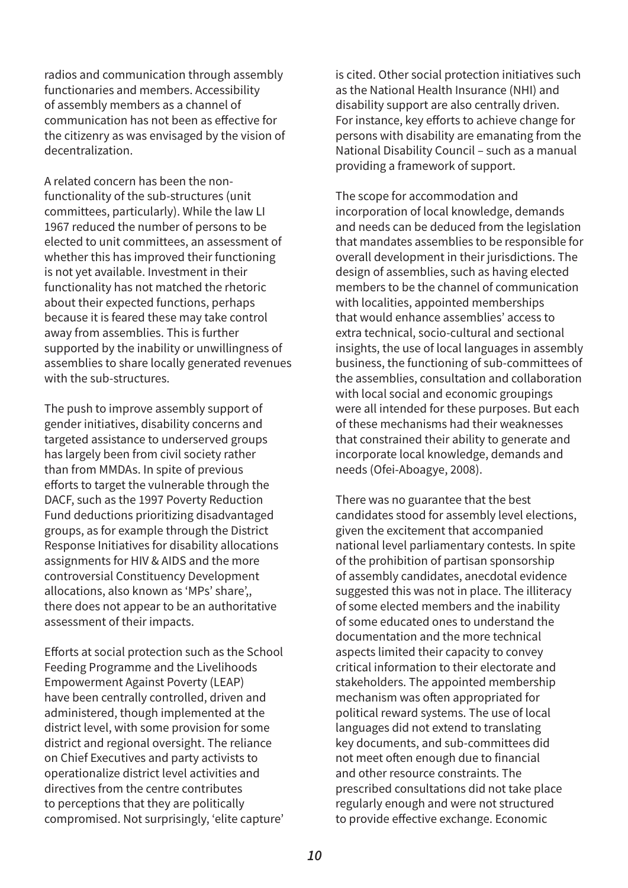radios and communication through assembly functionaries and members. Accessibility of assembly members as a channel of communication has not been as effective for the citizenry as was envisaged by the vision of decentralization.

A related concern has been the non-functionality of the sub-structures (unit committees, particularly). While the law LI 1967 reduced the number of persons to be elected to unit committees, an assessment of whether this has improved their functioning is not yet available. Investment in their functionality has not matched the rhetoric about their expected functions, perhaps because it is feared these may take control away from assemblies. This is further supported by the inability or unwillingness of assemblies to share locally generated revenues with the sub-structures.

The push to improve assembly support of gender initiatives, disability concerns and targeted assistance to underserved groups has largely been from civil society rather than from MMDAs. In spite of previous efforts to target the vulnerable through the DACF, such as the 1997 Poverty Reduction Fund deductions prioritizing disadvantaged groups, as for example through the District Response Initiatives for disability allocations assignments for HIV & AIDS and the more controversial Constituency Development allocations, also known as 'MPs' share',, there does not appear to be an authoritative assessment of their impacts.

Efforts at social protection such as the School Feeding Programme and the Livelihoods Empowerment Against Poverty (LEAP) have been centrally controlled, driven and administered, though implemented at the district level, with some provision for some district and regional oversight. The reliance on Chief Executives and party activists to operationalize district level activities and directives from the centre contributes to perceptions that they are politically compromised. Not surprisingly, 'elite capture' is cited. Other social protection initiatives such as the National Health Insurance (NHI) and disability support are also centrally driven. For instance, key efforts to achieve change for persons with disability are emanating from the National Disability Council – such as a manual providing a framework of support.

The scope for accommodation and incorporation of local knowledge, demands and needs can be deduced from the legislation that mandates assemblies to be responsible for overall development in their jurisdictions. The design of assemblies, such as having elected members to be the channel of communication with localities, appointed memberships that would enhance assemblies' access to extra technical, socio-cultural and sectional insights, the use of local languages in assembly business, the functioning of sub-committees of the assemblies, consultation and collaboration with local social and economic groupings were all intended for these purposes. But each of these mechanisms had their weaknesses that constrained their ability to generate and incorporate local knowledge, demands and needs (Ofei-Aboagye, 2008).

There was no guarantee that the best candidates stood for assembly level elections, given the excitement that accompanied national level parliamentary contests. In spite of the prohibition of partisan sponsorship of assembly candidates, anecdotal evidence suggested this was not in place. The illiteracy of some elected members and the inability of some educated ones to understand the documentation and the more technical aspects limited their capacity to convey critical information to their electorate and stakeholders. The appointed membership mechanism was often appropriated for political reward systems. The use of local languages did not extend to translating key documents, and sub-committees did not meet often enough due to financial and other resource constraints. The prescribed consultations did not take place regularly enough and were not structured to provide effective exchange. Economic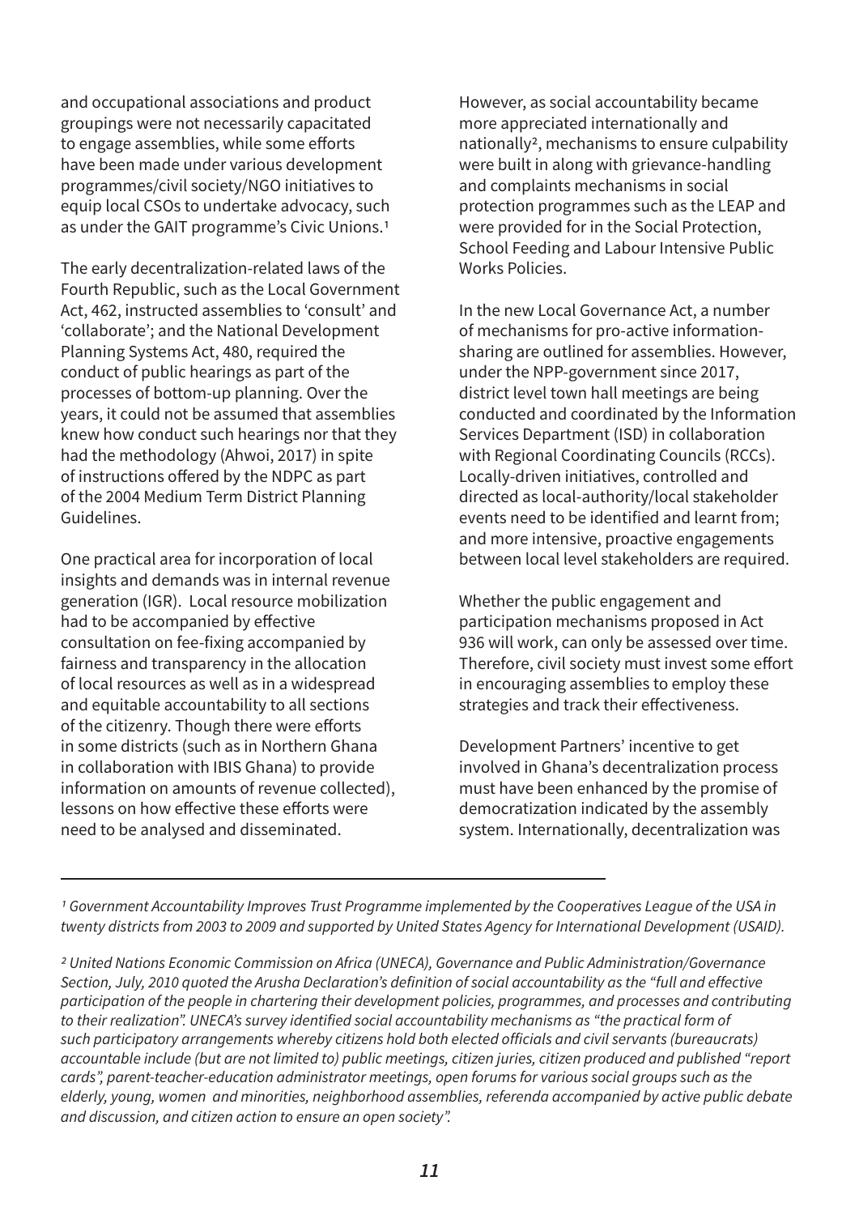and occupational associations and product groupings were not necessarily capacitated to engage assemblies, while some efforts have been made under various development programmes/civil society/NGO initiatives to equip local CSOs to undertake advocacy, such as under the GAIT programme's Civic Unions.[1]

The early decentralization-related laws of the Fourth Republic, such as the Local Government Act, 462, instructed assemblies to 'consult' and 'collaborate'; and the National Development Planning Systems Act, 480, required the conduct of public hearings as part of the processes of bottom-up planning. Over the years, it could not be assumed that assemblies knew how conduct such hearings nor that they had the methodology (Ahwoi, 2017) in spite of instructions offered by the NDPC as part of the 2004 Medium Term District Planning Guidelines.

One practical area for incorporation of local insights and demands was in internal revenue generation (IGR). Local resource mobilization had to be accompanied by effective consultation on fee-fixing accompanied by fairness and transparency in the allocation of local resources as well as in a widespread and equitable accountability to all sections of the citizenry. Though there were efforts in some districts (such as in Northern Ghana in collaboration with IBIS Ghana) to provide information on amounts of revenue collected), lessons on how effective these efforts were need to be analysed and disseminated.

However, as social accountability became more appreciated internationally and nationally[2], mechanisms to ensure culpability were built in along with grievance-handling and complaints mechanisms in social protection programmes such as the LEAP and were provided for in the Social Protection, School Feeding and Labour Intensive Public Works Policies.

In the new Local Governance Act, a number of mechanisms for pro-active information-sharing are outlined for assemblies. However, under the NPP-government since 2017, district level town hall meetings are being conducted and coordinated by the Information Services Department (ISD) in collaboration with Regional Coordinating Councils (RCCs). Locally-driven initiatives, controlled and directed as local-authority/local stakeholder events need to be identified and learnt from; and more intensive, proactive engagements between local level stakeholders are required.

Whether the public engagement and participation mechanisms proposed in Act 936 will work, can only be assessed over time. Therefore, civil society must invest some effort in encouraging assemblies to employ these strategies and track their effectiveness.

Development Partners' incentive to get involved in Ghana's decentralization process must have been enhanced by the promise of democratization indicated by the assembly system. Internationally, decentralization was

---

*[1] Government Accountability Improves Trust Programme implemented by the Cooperatives League of the USA in twenty districts from 2003 to 2009 and supported by United States Agency for International Development (USAID).*

*[2] United Nations Economic Commission on Africa (UNECA), Governance and Public Administration/Governance Section, July, 2010 quoted the Arusha Declaration's definition of social accountability as the "full and effective participation of the people in chartering their development policies, programmes, and processes and contributing to their realization". UNECA's survey identified social accountability mechanisms as "the practical form of such participatory arrangements whereby citizens hold both elected officials and civil servants (bureaucrats) accountable include (but are not limited to) public meetings, citizen juries, citizen produced and published "report cards", parent-teacher-education administrator meetings, open forums for various social groups such as the elderly, young, women and minorities, neighborhood assemblies, referenda accompanied by active public debate and discussion, and citizen action to ensure an open society".*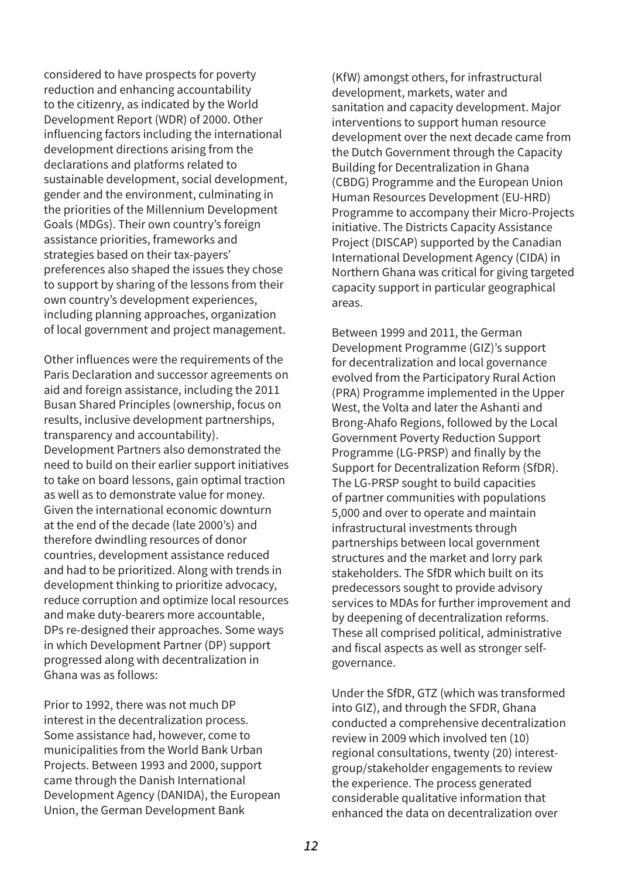considered to have prospects for poverty reduction and enhancing accountability to the citizenry, as indicated by the World Development Report (WDR) of 2000. Other influencing factors including the international development directions arising from the declarations and platforms related to sustainable development, social development, gender and the environment, culminating in the priorities of the Millennium Development Goals (MDGs). Their own country's foreign assistance priorities, frameworks and strategies based on their tax-payers' preferences also shaped the issues they chose to support by sharing of the lessons from their own country's development experiences, including planning approaches, organization of local government and project management.

Other influences were the requirements of the Paris Declaration and successor agreements on aid and foreign assistance, including the 2011 Busan Shared Principles (ownership, focus on results, inclusive development partnerships, transparency and accountability). Development Partners also demonstrated the need to build on their earlier support initiatives to take on board lessons, gain optimal traction as well as to demonstrate value for money. Given the international economic downturn at the end of the decade (late 2000's) and therefore dwindling resources of donor countries, development assistance reduced and had to be prioritized. Along with trends in development thinking to prioritize advocacy, reduce corruption and optimize local resources and make duty-bearers more accountable, DPs re-designed their approaches. Some ways in which Development Partner (DP) support progressed along with decentralization in Ghana was as follows:

Prior to 1992, there was not much DP interest in the decentralization process. Some assistance had, however, come to municipalities from the World Bank Urban Projects. Between 1993 and 2000, support came through the Danish International Development Agency (DANIDA), the European Union, the German Development Bank (KfW) amongst others, for infrastructural development, markets, water and sanitation and capacity development. Major interventions to support human resource development over the next decade came from the Dutch Government through the Capacity Building for Decentralization in Ghana (CBDG) Programme and the European Union Human Resources Development (EU-HRD) Programme to accompany their Micro-Projects initiative. The Districts Capacity Assistance Project (DISCAP) supported by the Canadian International Development Agency (CIDA) in Northern Ghana was critical for giving targeted capacity support in particular geographical areas.

Between 1999 and 2011, the German Development Programme (GIZ)'s support for decentralization and local governance evolved from the Participatory Rural Action (PRA) Programme implemented in the Upper West, the Volta and later the Ashanti and Brong-Ahafo Regions, followed by the Local Government Poverty Reduction Support Programme (LG-PRSP) and finally by the Support for Decentralization Reform (SfDR). The LG-PRSP sought to build capacities of partner communities with populations 5,000 and over to operate and maintain infrastructural investments through partnerships between local government structures and the market and lorry park stakeholders. The SfDR which built on its predecessors sought to provide advisory services to MDAs for further improvement and by deepening of decentralization reforms. These all comprised political, administrative and fiscal aspects as well as stronger self-governance.

Under the SfDR, GTZ (which was transformed into GIZ), and through the SFDR, Ghana conducted a comprehensive decentralization review in 2009 which involved ten (10) regional consultations, twenty (20) interest-group/stakeholder engagements to review the experience. The process generated considerable qualitative information that enhanced the data on decentralization over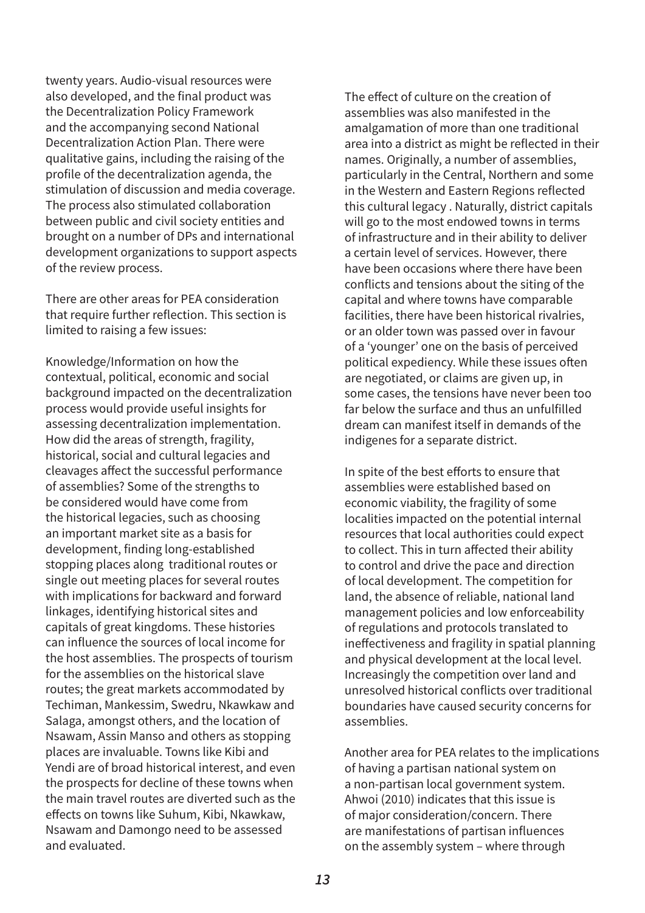twenty years. Audio-visual resources were also developed, and the final product was the Decentralization Policy Framework and the accompanying second National Decentralization Action Plan. There were qualitative gains, including the raising of the profile of the decentralization agenda, the stimulation of discussion and media coverage. The process also stimulated collaboration between public and civil society entities and brought on a number of DPs and international development organizations to support aspects of the review process.

There are other areas for PEA consideration that require further reflection. This section is limited to raising a few issues:

Knowledge/Information on how the contextual, political, economic and social background impacted on the decentralization process would provide useful insights for assessing decentralization implementation. How did the areas of strength, fragility, historical, social and cultural legacies and cleavages affect the successful performance of assemblies? Some of the strengths to be considered would have come from the historical legacies, such as choosing an important market site as a basis for development, finding long-established stopping places along traditional routes or single out meeting places for several routes with implications for backward and forward linkages, identifying historical sites and capitals of great kingdoms. These histories can influence the sources of local income for the host assemblies. The prospects of tourism for the assemblies on the historical slave routes; the great markets accommodated by Techiman, Mankessim, Swedru, Nkawkaw and Salaga, amongst others, and the location of Nsawam, Assin Manso and others as stopping places are invaluable. Towns like Kibi and Yendi are of broad historical interest, and even the prospects for decline of these towns when the main travel routes are diverted such as the effects on towns like Suhum, Kibi, Nkawkaw, Nsawam and Damongo need to be assessed and evaluated.

The effect of culture on the creation of assemblies was also manifested in the amalgamation of more than one traditional area into a district as might be reflected in their names. Originally, a number of assemblies, particularly in the Central, Northern and some in the Western and Eastern Regions reflected this cultural legacy . Naturally, district capitals will go to the most endowed towns in terms of infrastructure and in their ability to deliver a certain level of services. However, there have been occasions where there have been conflicts and tensions about the siting of the capital and where towns have comparable facilities, there have been historical rivalries, or an older town was passed over in favour of a 'younger' one on the basis of perceived political expediency. While these issues often are negotiated, or claims are given up, in some cases, the tensions have never been too far below the surface and thus an unfulfilled dream can manifest itself in demands of the indigenes for a separate district.

In spite of the best efforts to ensure that assemblies were established based on economic viability, the fragility of some localities impacted on the potential internal resources that local authorities could expect to collect. This in turn affected their ability to control and drive the pace and direction of local development. The competition for land, the absence of reliable, national land management policies and low enforceability of regulations and protocols translated to ineffectiveness and fragility in spatial planning and physical development at the local level. Increasingly the competition over land and unresolved historical conflicts over traditional boundaries have caused security concerns for assemblies.

Another area for PEA relates to the implications of having a partisan national system on a non-partisan local government system. Ahwoi (2010) indicates that this issue is of major consideration/concern. There are manifestations of partisan influences on the assembly system – where through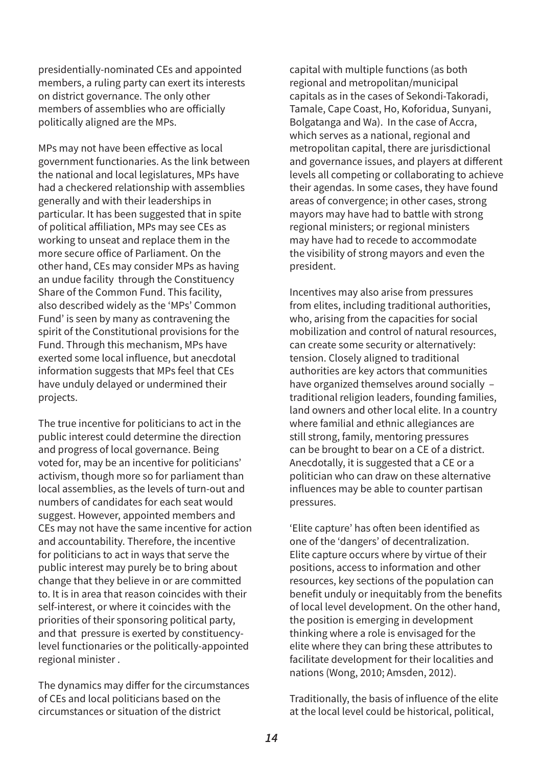presidentially-nominated CEs and appointed members, a ruling party can exert its interests on district governance. The only other members of assemblies who are officially politically aligned are the MPs.

MPs may not have been effective as local government functionaries. As the link between the national and local legislatures, MPs have had a checkered relationship with assemblies generally and with their leaderships in particular. It has been suggested that in spite of political affiliation, MPs may see CEs as working to unseat and replace them in the more secure office of Parliament. On the other hand, CEs may consider MPs as having an undue facility through the Constituency Share of the Common Fund. This facility, also described widely as the 'MPs' Common Fund' is seen by many as contravening the spirit of the Constitutional provisions for the Fund. Through this mechanism, MPs have exerted some local influence, but anecdotal information suggests that MPs feel that CEs have unduly delayed or undermined their projects.

The true incentive for politicians to act in the public interest could determine the direction and progress of local governance. Being voted for, may be an incentive for politicians' activism, though more so for parliament than local assemblies, as the levels of turn-out and numbers of candidates for each seat would suggest. However, appointed members and CEs may not have the same incentive for action and accountability. Therefore, the incentive for politicians to act in ways that serve the public interest may purely be to bring about change that they believe in or are committed to. It is in area that reason coincides with their self-interest, or where it coincides with the priorities of their sponsoring political party, and that pressure is exerted by constituency-level functionaries or the politically-appointed regional minister .

The dynamics may differ for the circumstances of CEs and local politicians based on the circumstances or situation of the district capital with multiple functions (as both regional and metropolitan/municipal capitals as in the cases of Sekondi-Takoradi, Tamale, Cape Coast, Ho, Koforidua, Sunyani, Bolgatanga and Wa). In the case of Accra, which serves as a national, regional and metropolitan capital, there are jurisdictional and governance issues, and players at different levels all competing or collaborating to achieve their agendas. In some cases, they have found areas of convergence; in other cases, strong mayors may have had to battle with strong regional ministers; or regional ministers may have had to recede to accommodate the visibility of strong mayors and even the president.

Incentives may also arise from pressures from elites, including traditional authorities, who, arising from the capacities for social mobilization and control of natural resources, can create some security or alternatively: tension. Closely aligned to traditional authorities are key actors that communities have organized themselves around socially – traditional religion leaders, founding families, land owners and other local elite. In a country where familial and ethnic allegiances are still strong, family, mentoring pressures can be brought to bear on a CE of a district. Anecdotally, it is suggested that a CE or a politician who can draw on these alternative influences may be able to counter partisan pressures.

'Elite capture' has often been identified as one of the 'dangers' of decentralization. Elite capture occurs where by virtue of their positions, access to information and other resources, key sections of the population can benefit unduly or inequitably from the benefits of local level development. On the other hand, the position is emerging in development thinking where a role is envisaged for the elite where they can bring these attributes to facilitate development for their localities and nations (Wong, 2010; Amsden, 2012).

Traditionally, the basis of influence of the elite at the local level could be historical, political,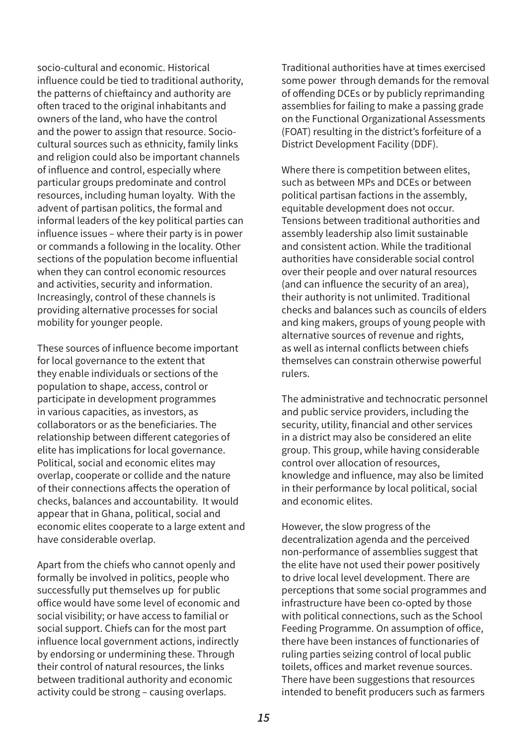socio-cultural and economic. Historical influence could be tied to traditional authority, the patterns of chieftaincy and authority are often traced to the original inhabitants and owners of the land, who have the control and the power to assign that resource. Socio-cultural sources such as ethnicity, family links and religion could also be important channels of influence and control, especially where particular groups predominate and control resources, including human loyalty. With the advent of partisan politics, the formal and informal leaders of the key political parties can influence issues – where their party is in power or commands a following in the locality. Other sections of the population become influential when they can control economic resources and activities, security and information. Increasingly, control of these channels is providing alternative processes for social mobility for younger people.

These sources of influence become important for local governance to the extent that they enable individuals or sections of the population to shape, access, control or participate in development programmes in various capacities, as investors, as collaborators or as the beneficiaries. The relationship between different categories of elite has implications for local governance. Political, social and economic elites may overlap, cooperate or collide and the nature of their connections affects the operation of checks, balances and accountability. It would appear that in Ghana, political, social and economic elites cooperate to a large extent and have considerable overlap.

Apart from the chiefs who cannot openly and formally be involved in politics, people who successfully put themselves up for public office would have some level of economic and social visibility; or have access to familial or social support. Chiefs can for the most part influence local government actions, indirectly by endorsing or undermining these. Through their control of natural resources, the links between traditional authority and economic activity could be strong – causing overlaps.

Traditional authorities have at times exercised some power through demands for the removal of offending DCEs or by publicly reprimanding assemblies for failing to make a passing grade on the Functional Organizational Assessments (FOAT) resulting in the district's forfeiture of a District Development Facility (DDF).

Where there is competition between elites, such as between MPs and DCEs or between political partisan factions in the assembly, equitable development does not occur. Tensions between traditional authorities and assembly leadership also limit sustainable and consistent action. While the traditional authorities have considerable social control over their people and over natural resources (and can influence the security of an area), their authority is not unlimited. Traditional checks and balances such as councils of elders and king makers, groups of young people with alternative sources of revenue and rights, as well as internal conflicts between chiefs themselves can constrain otherwise powerful rulers.

The administrative and technocratic personnel and public service providers, including the security, utility, financial and other services in a district may also be considered an elite group. This group, while having considerable control over allocation of resources, knowledge and influence, may also be limited in their performance by local political, social and economic elites.

However, the slow progress of the decentralization agenda and the perceived non-performance of assemblies suggest that the elite have not used their power positively to drive local level development. There are perceptions that some social programmes and infrastructure have been co-opted by those with political connections, such as the School Feeding Programme. On assumption of office, there have been instances of functionaries of ruling parties seizing control of local public toilets, offices and market revenue sources. There have been suggestions that resources intended to benefit producers such as farmers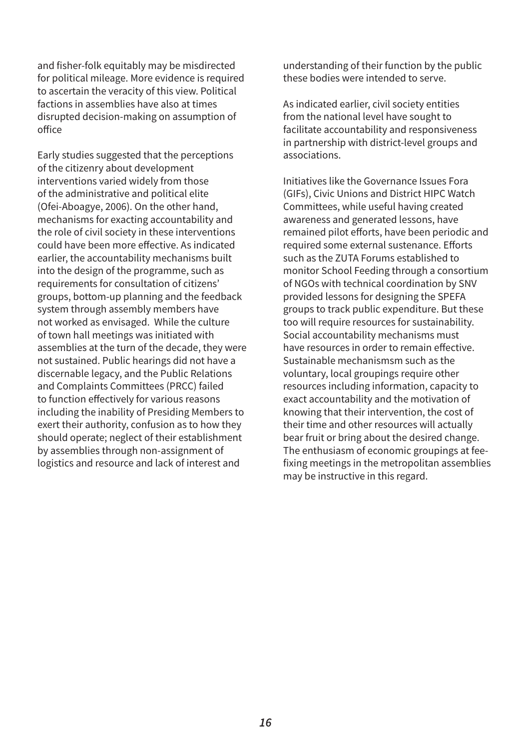and fisher-folk equitably may be misdirected for political mileage. More evidence is required to ascertain the veracity of this view. Political factions in assemblies have also at times disrupted decision-making on assumption of office

Early studies suggested that the perceptions of the citizenry about development interventions varied widely from those of the administrative and political elite (Ofei-Aboagye, 2006). On the other hand, mechanisms for exacting accountability and the role of civil society in these interventions could have been more effective. As indicated earlier, the accountability mechanisms built into the design of the programme, such as requirements for consultation of citizens' groups, bottom-up planning and the feedback system through assembly members have not worked as envisaged. While the culture of town hall meetings was initiated with assemblies at the turn of the decade, they were not sustained. Public hearings did not have a discernable legacy, and the Public Relations and Complaints Committees (PRCC) failed to function effectively for various reasons including the inability of Presiding Members to exert their authority, confusion as to how they should operate; neglect of their establishment by assemblies through non-assignment of logistics and resource and lack of interest and understanding of their function by the public these bodies were intended to serve.

As indicated earlier, civil society entities from the national level have sought to facilitate accountability and responsiveness in partnership with district-level groups and associations.

Initiatives like the Governance Issues Fora (GIFs), Civic Unions and District HIPC Watch Committees, while useful having created awareness and generated lessons, have remained pilot efforts, have been periodic and required some external sustenance. Efforts such as the ZUTA Forums established to monitor School Feeding through a consortium of NGOs with technical coordination by SNV provided lessons for designing the SPEFA groups to track public expenditure. But these too will require resources for sustainability. Social accountability mechanisms must have resources in order to remain effective. Sustainable mechanismsm such as the voluntary, local groupings require other resources including information, capacity to exact accountability and the motivation of knowing that their intervention, the cost of their time and other resources will actually bear fruit or bring about the desired change. The enthusiasm of economic groupings at fee-fixing meetings in the metropolitan assemblies may be instructive in this regard.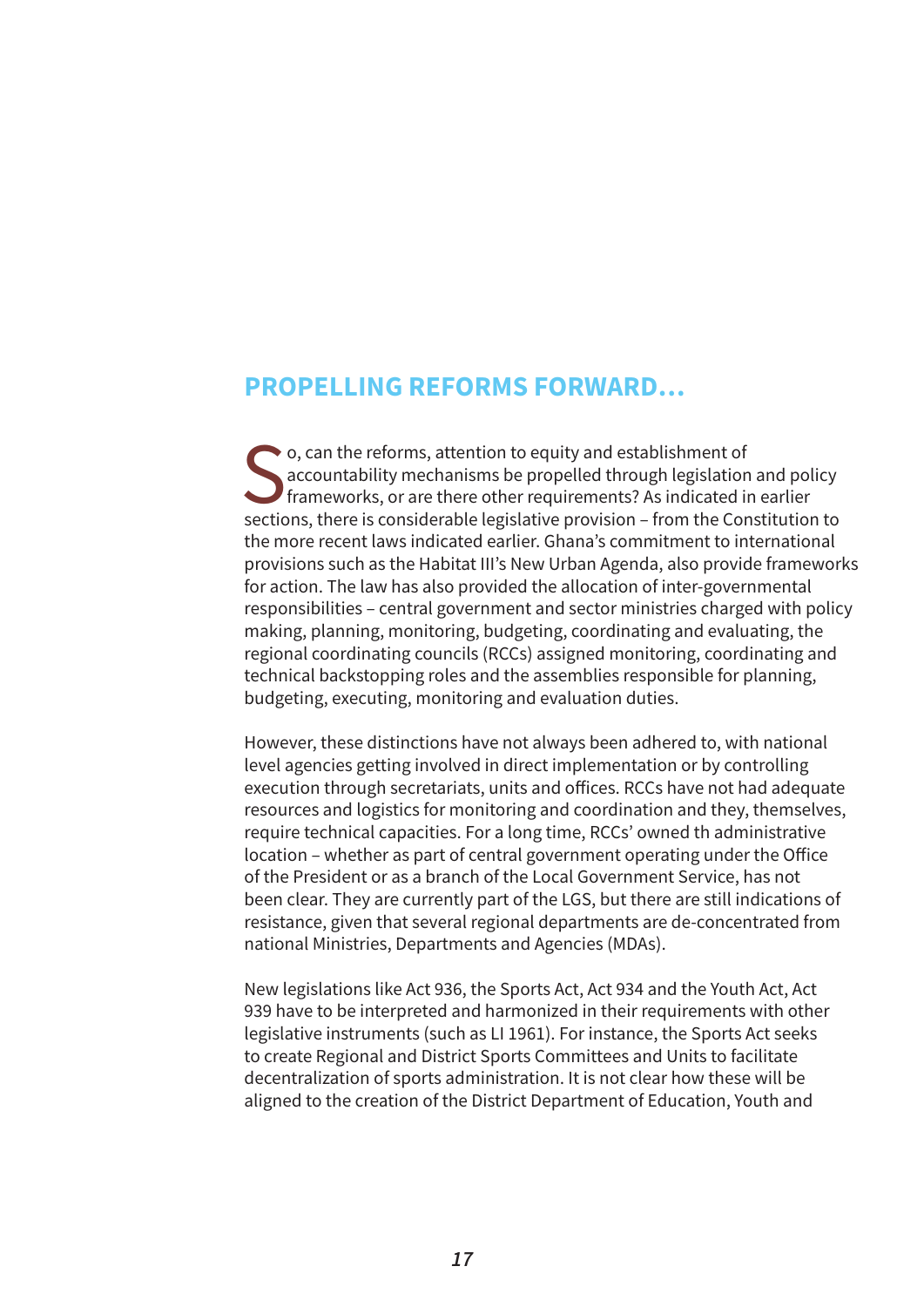## PROPELLING REFORMS FORWARD…

So, can the reforms, attention to equity and establishment of accountability mechanisms be propelled through legislation and policy frameworks, or are there other requirements? As indicated in earlier sections, there is considerable legislative provision – from the Constitution to the more recent laws indicated earlier. Ghana's commitment to international provisions such as the Habitat III's New Urban Agenda, also provide frameworks for action. The law has also provided the allocation of inter-governmental responsibilities – central government and sector ministries charged with policy making, planning, monitoring, budgeting, coordinating and evaluating, the regional coordinating councils (RCCs) assigned monitoring, coordinating and technical backstopping roles and the assemblies responsible for planning, budgeting, executing, monitoring and evaluation duties.

However, these distinctions have not always been adhered to, with national level agencies getting involved in direct implementation or by controlling execution through secretariats, units and offices. RCCs have not had adequate resources and logistics for monitoring and coordination and they, themselves, require technical capacities. For a long time, RCCs' owned th administrative location – whether as part of central government operating under the Office of the President or as a branch of the Local Government Service, has not been clear. They are currently part of the LGS, but there are still indications of resistance, given that several regional departments are de-concentrated from national Ministries, Departments and Agencies (MDAs).

New legislations like Act 936, the Sports Act, Act 934 and the Youth Act, Act 939 have to be interpreted and harmonized in their requirements with other legislative instruments (such as LI 1961). For instance, the Sports Act seeks to create Regional and District Sports Committees and Units to facilitate decentralization of sports administration. It is not clear how these will be aligned to the creation of the District Department of Education, Youth and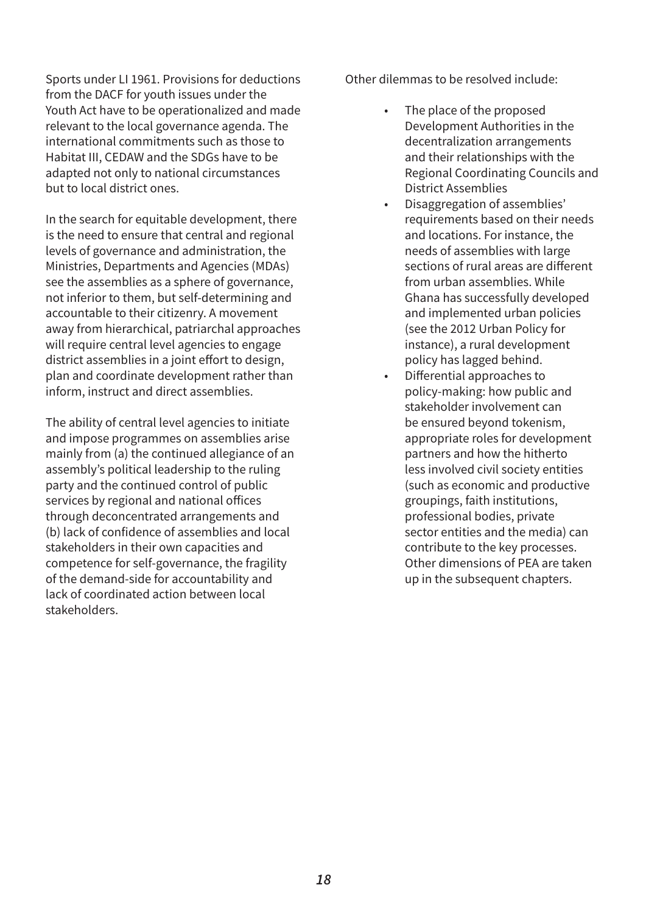Sports under LI 1961. Provisions for deductions from the DACF for youth issues under the Youth Act have to be operationalized and made relevant to the local governance agenda. The international commitments such as those to Habitat III, CEDAW and the SDGs have to be adapted not only to national circumstances but to local district ones.

In the search for equitable development, there is the need to ensure that central and regional levels of governance and administration, the Ministries, Departments and Agencies (MDAs) see the assemblies as a sphere of governance, not inferior to them, but self-determining and accountable to their citizenry. A movement away from hierarchical, patriarchal approaches will require central level agencies to engage district assemblies in a joint effort to design, plan and coordinate development rather than inform, instruct and direct assemblies.

The ability of central level agencies to initiate and impose programmes on assemblies arise mainly from (a) the continued allegiance of an assembly's political leadership to the ruling party and the continued control of public services by regional and national offices through deconcentrated arrangements and (b) lack of confidence of assemblies and local stakeholders in their own capacities and competence for self-governance, the fragility of the demand-side for accountability and lack of coordinated action between local stakeholders.

Other dilemmas to be resolved include:

- The place of the proposed Development Authorities in the decentralization arrangements and their relationships with the Regional Coordinating Councils and District Assemblies
- Disaggregation of assemblies' requirements based on their needs and locations. For instance, the needs of assemblies with large sections of rural areas are different from urban assemblies. While Ghana has successfully developed and implemented urban policies (see the 2012 Urban Policy for instance), a rural development policy has lagged behind.
- Differential approaches to policy-making: how public and stakeholder involvement can be ensured beyond tokenism, appropriate roles for development partners and how the hitherto less involved civil society entities (such as economic and productive groupings, faith institutions, professional bodies, private sector entities and the media) can contribute to the key processes. Other dimensions of PEA are taken up in the subsequent chapters.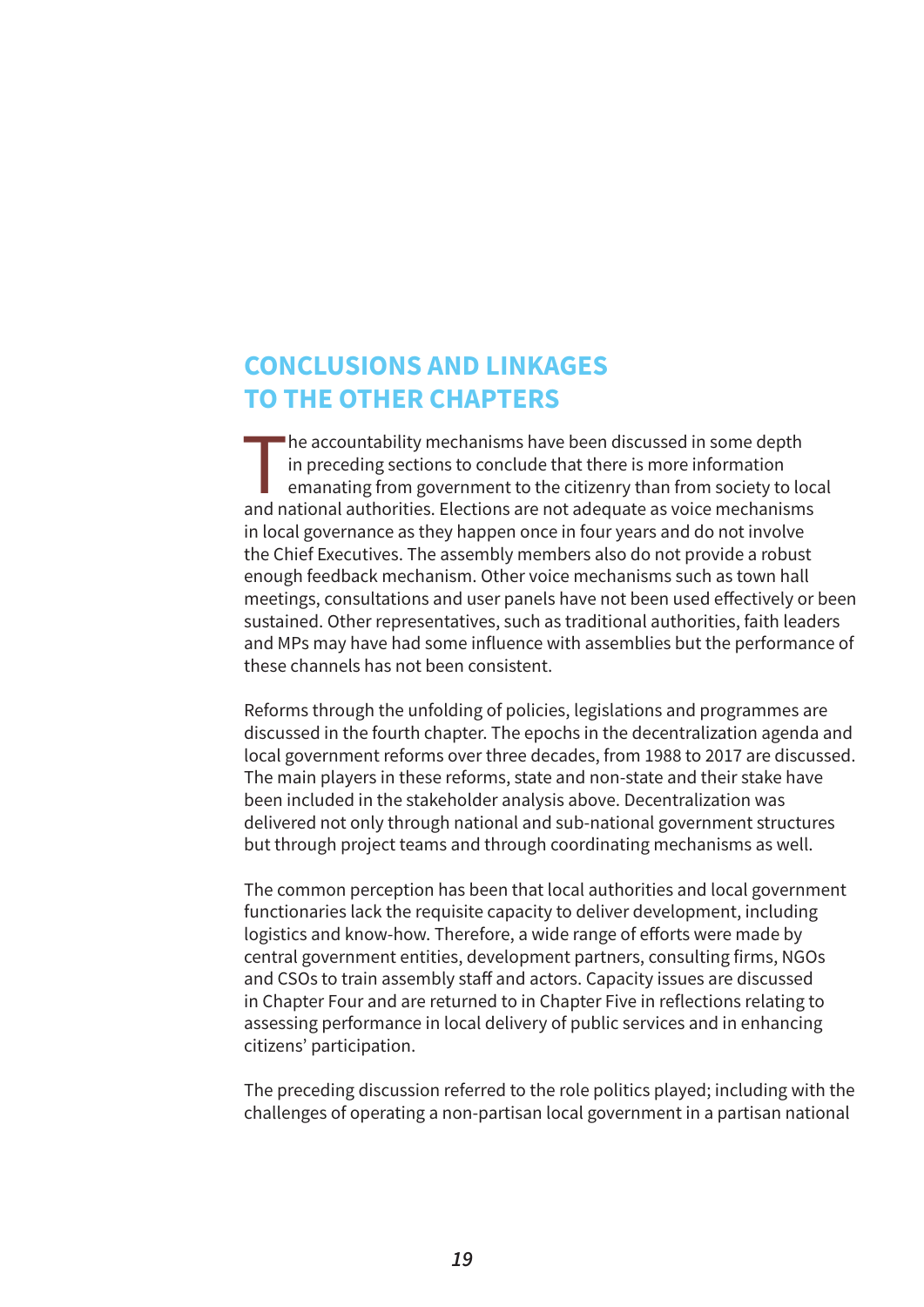## CONCLUSIONS AND LINKAGES TO THE OTHER CHAPTERS

The accountability mechanisms have been discussed in some depth in preceding sections to conclude that there is more information emanating from government to the citizenry than from society to local and national authorities. Elections are not adequate as voice mechanisms in local governance as they happen once in four years and do not involve the Chief Executives. The assembly members also do not provide a robust enough feedback mechanism. Other voice mechanisms such as town hall meetings, consultations and user panels have not been used effectively or been sustained. Other representatives, such as traditional authorities, faith leaders and MPs may have had some influence with assemblies but the performance of these channels has not been consistent.

Reforms through the unfolding of policies, legislations and programmes are discussed in the fourth chapter. The epochs in the decentralization agenda and local government reforms over three decades, from 1988 to 2017 are discussed. The main players in these reforms, state and non-state and their stake have been included in the stakeholder analysis above. Decentralization was delivered not only through national and sub-national government structures but through project teams and through coordinating mechanisms as well.

The common perception has been that local authorities and local government functionaries lack the requisite capacity to deliver development, including logistics and know-how. Therefore, a wide range of efforts were made by central government entities, development partners, consulting firms, NGOs and CSOs to train assembly staff and actors. Capacity issues are discussed in Chapter Four and are returned to in Chapter Five in reflections relating to assessing performance in local delivery of public services and in enhancing citizens' participation.

The preceding discussion referred to the role politics played; including with the challenges of operating a non-partisan local government in a partisan national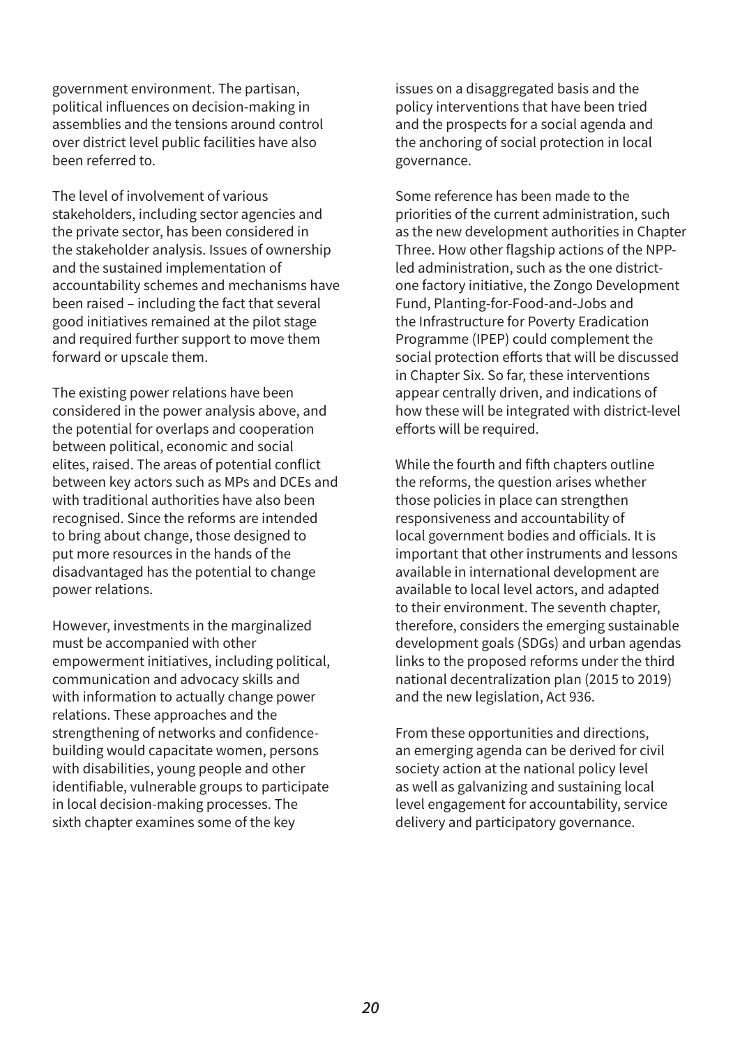government environment. The partisan, political influences on decision-making in assemblies and the tensions around control over district level public facilities have also been referred to.

The level of involvement of various stakeholders, including sector agencies and the private sector, has been considered in the stakeholder analysis. Issues of ownership and the sustained implementation of accountability schemes and mechanisms have been raised – including the fact that several good initiatives remained at the pilot stage and required further support to move them forward or upscale them.

The existing power relations have been considered in the power analysis above, and the potential for overlaps and cooperation between political, economic and social elites, raised. The areas of potential conflict between key actors such as MPs and DCEs and with traditional authorities have also been recognised. Since the reforms are intended to bring about change, those designed to put more resources in the hands of the disadvantaged has the potential to change power relations.

However, investments in the marginalized must be accompanied with other empowerment initiatives, including political, communication and advocacy skills and with information to actually change power relations. These approaches and the strengthening of networks and confidence-building would capacitate women, persons with disabilities, young people and other identifiable, vulnerable groups to participate in local decision-making processes. The sixth chapter examines some of the key issues on a disaggregated basis and the policy interventions that have been tried and the prospects for a social agenda and the anchoring of social protection in local governance.

Some reference has been made to the priorities of the current administration, such as the new development authorities in Chapter Three. How other flagship actions of the NPP-led administration, such as the one district-one factory initiative, the Zongo Development Fund, Planting-for-Food-and-Jobs and the Infrastructure for Poverty Eradication Programme (IPEP) could complement the social protection efforts that will be discussed in Chapter Six. So far, these interventions appear centrally driven, and indications of how these will be integrated with district-level efforts will be required.

While the fourth and fifth chapters outline the reforms, the question arises whether those policies in place can strengthen responsiveness and accountability of local government bodies and officials. It is important that other instruments and lessons available in international development are available to local level actors, and adapted to their environment. The seventh chapter, therefore, considers the emerging sustainable development goals (SDGs) and urban agendas links to the proposed reforms under the third national decentralization plan (2015 to 2019) and the new legislation, Act 936.

From these opportunities and directions, an emerging agenda can be derived for civil society action at the national policy level as well as galvanizing and sustaining local level engagement for accountability, service delivery and participatory governance.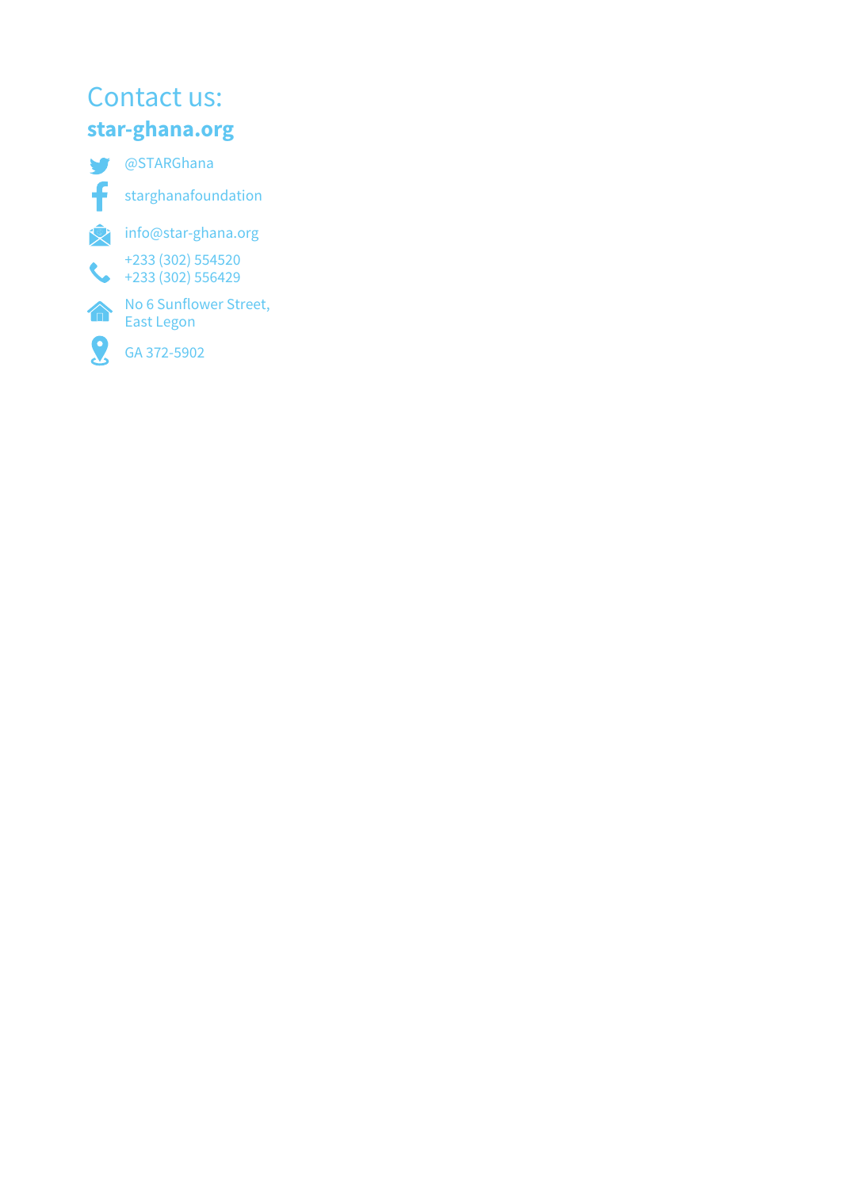## Contact us:

**star-ghana.org**

@STARGhana

starghanafoundation

info@star-ghana.org

+233 (302) 554520
+233 (302) 556429

No 6 Sunflower Street,
East Legon

GA 372-5902